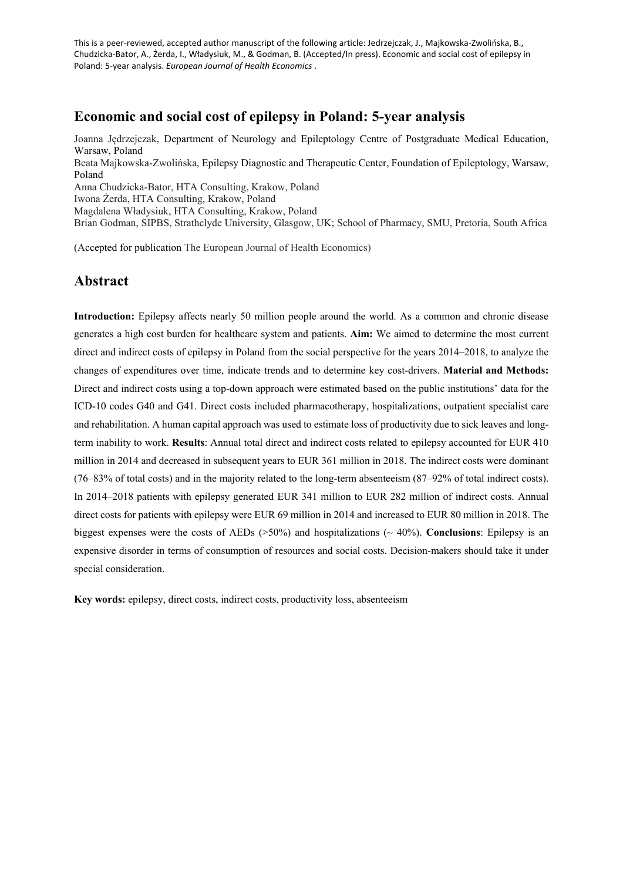This is a peer-reviewed, accepted author manuscript of the following article: Jedrzejczak, J., Majkowska-Zwolińska, B., Chudzicka-Bator, A., Żerda, I., Władysiuk, M., & Godman, B. (Accepted/In press). Economic and social cost of epilepsy in Poland: 5-year analysis. *European Journal of Health Economics* .

# Economic and social cost of epilepsy in Poland: 5-year analysis

Joanna Jędrzejczak, Department of Neurology and Epileptology Centre of Postgraduate Medical Education, Warsaw, Poland
Beata Majkowska-Zwolińska, Epilepsy Diagnostic and Therapeutic Center, Foundation of Epileptology, Warsaw, Poland
Anna Chudzicka-Bator, HTA Consulting, Krakow, Poland
Iwona Żerda, HTA Consulting, Krakow, Poland
Magdalena Władysiuk, HTA Consulting, Krakow, Poland
Brian Godman, SIPBS, Strathclyde University, Glasgow, UK; School of Pharmacy, SMU, Pretoria, South Africa

(Accepted for publication The European Journal of Health Economics)

## Abstract

**Introduction:** Epilepsy affects nearly 50 million people around the world. As a common and chronic disease generates a high cost burden for healthcare system and patients. **Aim:** We aimed to determine the most current direct and indirect costs of epilepsy in Poland from the social perspective for the years 2014–2018, to analyze the changes of expenditures over time, indicate trends and to determine key cost-drivers. **Material and Methods:** Direct and indirect costs using a top-down approach were estimated based on the public institutions' data for the ICD-10 codes G40 and G41. Direct costs included pharmacotherapy, hospitalizations, outpatient specialist care and rehabilitation. A human capital approach was used to estimate loss of productivity due to sick leaves and long-term inability to work. **Results**: Annual total direct and indirect costs related to epilepsy accounted for EUR 410 million in 2014 and decreased in subsequent years to EUR 361 million in 2018. The indirect costs were dominant (76–83% of total costs) and in the majority related to the long-term absenteeism (87–92% of total indirect costs). In 2014–2018 patients with epilepsy generated EUR 341 million to EUR 282 million of indirect costs. Annual direct costs for patients with epilepsy were EUR 69 million in 2014 and increased to EUR 80 million in 2018. The biggest expenses were the costs of AEDs (>50%) and hospitalizations (~ 40%). **Conclusions**: Epilepsy is an expensive disorder in terms of consumption of resources and social costs. Decision-makers should take it under special consideration.

**Key words:** epilepsy, direct costs, indirect costs, productivity loss, absenteeism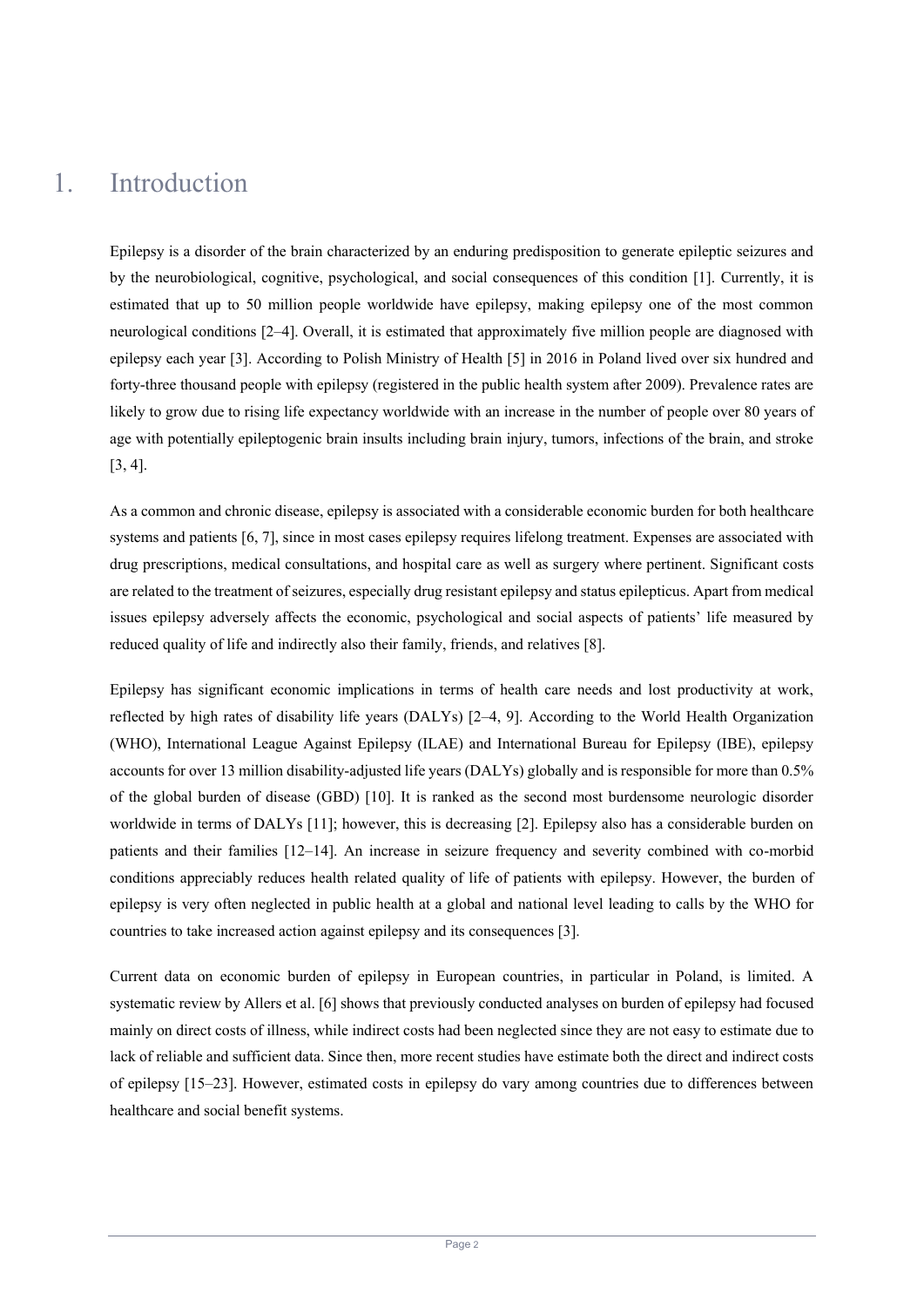# 1. Introduction

Epilepsy is a disorder of the brain characterized by an enduring predisposition to generate epileptic seizures and by the neurobiological, cognitive, psychological, and social consequences of this condition [1]. Currently, it is estimated that up to 50 million people worldwide have epilepsy, making epilepsy one of the most common neurological conditions [2–4]. Overall, it is estimated that approximately five million people are diagnosed with epilepsy each year [3]. According to Polish Ministry of Health [5] in 2016 in Poland lived over six hundred and forty-three thousand people with epilepsy (registered in the public health system after 2009). Prevalence rates are likely to grow due to rising life expectancy worldwide with an increase in the number of people over 80 years of age with potentially epileptogenic brain insults including brain injury, tumors, infections of the brain, and stroke [3, 4].

As a common and chronic disease, epilepsy is associated with a considerable economic burden for both healthcare systems and patients [6, 7], since in most cases epilepsy requires lifelong treatment. Expenses are associated with drug prescriptions, medical consultations, and hospital care as well as surgery where pertinent. Significant costs are related to the treatment of seizures, especially drug resistant epilepsy and status epilepticus. Apart from medical issues epilepsy adversely affects the economic, psychological and social aspects of patients' life measured by reduced quality of life and indirectly also their family, friends, and relatives [8].

Epilepsy has significant economic implications in terms of health care needs and lost productivity at work, reflected by high rates of disability life years (DALYs) [2–4, 9]. According to the World Health Organization (WHO), International League Against Epilepsy (ILAE) and International Bureau for Epilepsy (IBE), epilepsy accounts for over 13 million disability-adjusted life years (DALYs) globally and is responsible for more than 0.5% of the global burden of disease (GBD) [10]. It is ranked as the second most burdensome neurologic disorder worldwide in terms of DALYs [11]; however, this is decreasing [2]. Epilepsy also has a considerable burden on patients and their families [12–14]. An increase in seizure frequency and severity combined with co-morbid conditions appreciably reduces health related quality of life of patients with epilepsy. However, the burden of epilepsy is very often neglected in public health at a global and national level leading to calls by the WHO for countries to take increased action against epilepsy and its consequences [3].

Current data on economic burden of epilepsy in European countries, in particular in Poland, is limited. A systematic review by Allers et al. [6] shows that previously conducted analyses on burden of epilepsy had focused mainly on direct costs of illness, while indirect costs had been neglected since they are not easy to estimate due to lack of reliable and sufficient data. Since then, more recent studies have estimate both the direct and indirect costs of epilepsy [15–23]. However, estimated costs in epilepsy do vary among countries due to differences between healthcare and social benefit systems.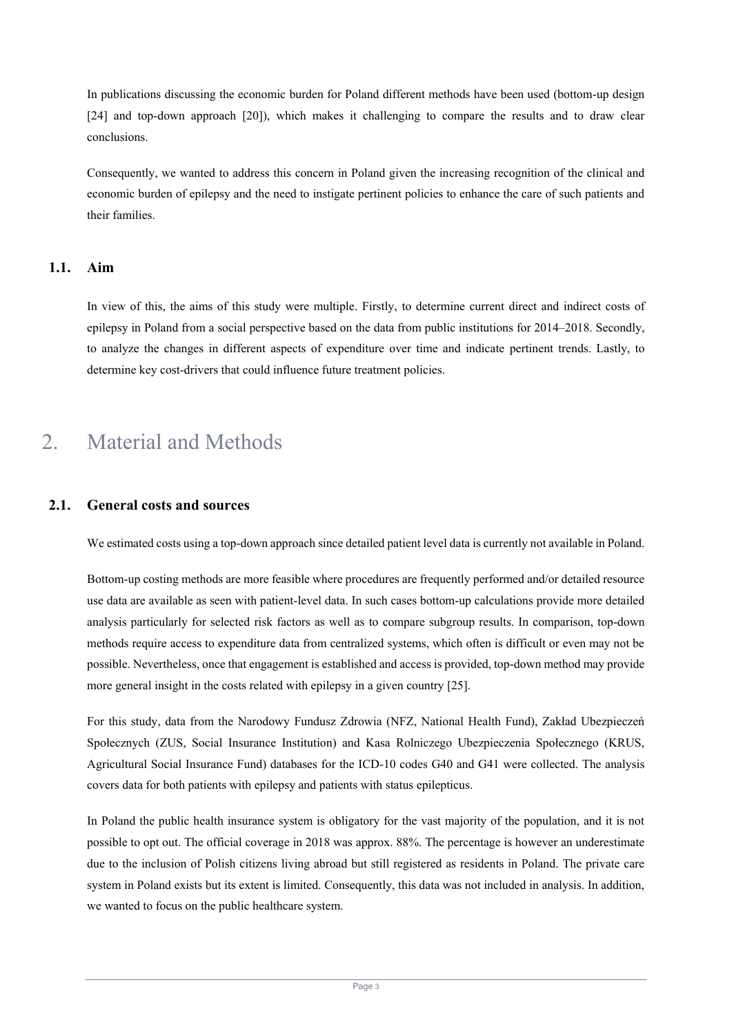In publications discussing the economic burden for Poland different methods have been used (bottom-up design [24] and top-down approach [20]), which makes it challenging to compare the results and to draw clear conclusions.

Consequently, we wanted to address this concern in Poland given the increasing recognition of the clinical and economic burden of epilepsy and the need to instigate pertinent policies to enhance the care of such patients and their families.

### 1.1. Aim

In view of this, the aims of this study were multiple. Firstly, to determine current direct and indirect costs of epilepsy in Poland from a social perspective based on the data from public institutions for 2014–2018. Secondly, to analyze the changes in different aspects of expenditure over time and indicate pertinent trends. Lastly, to determine key cost-drivers that could influence future treatment policies.

## 2. Material and Methods

### 2.1. General costs and sources

We estimated costs using a top-down approach since detailed patient level data is currently not available in Poland.

Bottom-up costing methods are more feasible where procedures are frequently performed and/or detailed resource use data are available as seen with patient-level data. In such cases bottom-up calculations provide more detailed analysis particularly for selected risk factors as well as to compare subgroup results. In comparison, top-down methods require access to expenditure data from centralized systems, which often is difficult or even may not be possible. Nevertheless, once that engagement is established and access is provided, top-down method may provide more general insight in the costs related with epilepsy in a given country [25].

For this study, data from the Narodowy Fundusz Zdrowia (NFZ, National Health Fund), Zakład Ubezpieczeń Społecznych (ZUS, Social Insurance Institution) and Kasa Rolniczego Ubezpieczenia Społecznego (KRUS, Agricultural Social Insurance Fund) databases for the ICD-10 codes G40 and G41 were collected. The analysis covers data for both patients with epilepsy and patients with status epilepticus.

In Poland the public health insurance system is obligatory for the vast majority of the population, and it is not possible to opt out. The official coverage in 2018 was approx. 88%. The percentage is however an underestimate due to the inclusion of Polish citizens living abroad but still registered as residents in Poland. The private care system in Poland exists but its extent is limited. Consequently, this data was not included in analysis. In addition, we wanted to focus on the public healthcare system.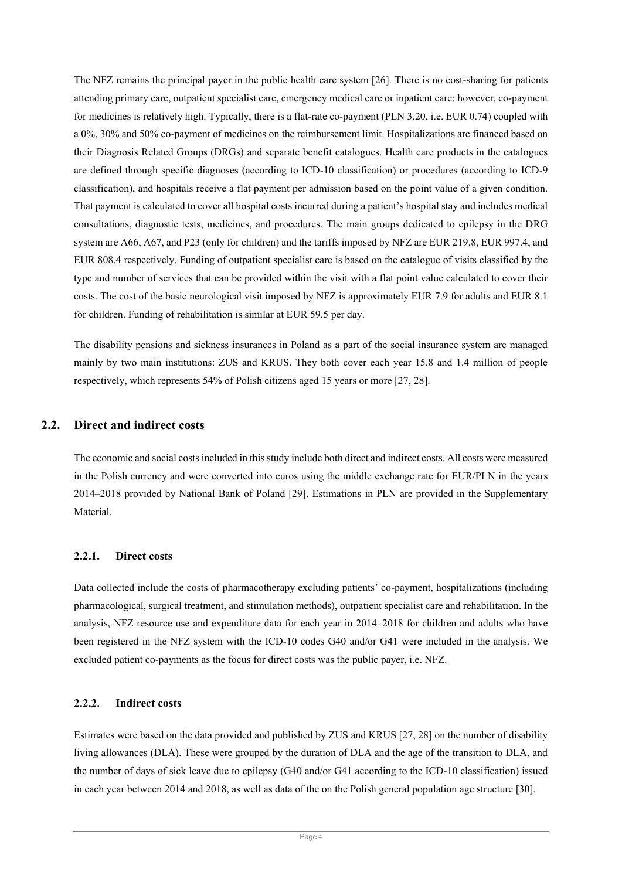The NFZ remains the principal payer in the public health care system [26]. There is no cost-sharing for patients attending primary care, outpatient specialist care, emergency medical care or inpatient care; however, co-payment for medicines is relatively high. Typically, there is a flat-rate co-payment (PLN 3.20, i.e. EUR 0.74) coupled with a 0%, 30% and 50% co-payment of medicines on the reimbursement limit. Hospitalizations are financed based on their Diagnosis Related Groups (DRGs) and separate benefit catalogues. Health care products in the catalogues are defined through specific diagnoses (according to ICD-10 classification) or procedures (according to ICD-9 classification), and hospitals receive a flat payment per admission based on the point value of a given condition. That payment is calculated to cover all hospital costs incurred during a patient's hospital stay and includes medical consultations, diagnostic tests, medicines, and procedures. The main groups dedicated to epilepsy in the DRG system are A66, A67, and P23 (only for children) and the tariffs imposed by NFZ are EUR 219.8, EUR 997.4, and EUR 808.4 respectively. Funding of outpatient specialist care is based on the catalogue of visits classified by the type and number of services that can be provided within the visit with a flat point value calculated to cover their costs. The cost of the basic neurological visit imposed by NFZ is approximately EUR 7.9 for adults and EUR 8.1 for children. Funding of rehabilitation is similar at EUR 59.5 per day.

The disability pensions and sickness insurances in Poland as a part of the social insurance system are managed mainly by two main institutions: ZUS and KRUS. They both cover each year 15.8 and 1.4 million of people respectively, which represents 54% of Polish citizens aged 15 years or more [27, 28].

## 2.2. Direct and indirect costs

The economic and social costs included in this study include both direct and indirect costs. All costs were measured in the Polish currency and were converted into euros using the middle exchange rate for EUR/PLN in the years 2014–2018 provided by National Bank of Poland [29]. Estimations in PLN are provided in the Supplementary Material.

### 2.2.1. Direct costs

Data collected include the costs of pharmacotherapy excluding patients' co-payment, hospitalizations (including pharmacological, surgical treatment, and stimulation methods), outpatient specialist care and rehabilitation. In the analysis, NFZ resource use and expenditure data for each year in 2014–2018 for children and adults who have been registered in the NFZ system with the ICD-10 codes G40 and/or G41 were included in the analysis. We excluded patient co-payments as the focus for direct costs was the public payer, i.e. NFZ.

### 2.2.2. Indirect costs

Estimates were based on the data provided and published by ZUS and KRUS [27, 28] on the number of disability living allowances (DLA). These were grouped by the duration of DLA and the age of the transition to DLA, and the number of days of sick leave due to epilepsy (G40 and/or G41 according to the ICD-10 classification) issued in each year between 2014 and 2018, as well as data of the on the Polish general population age structure [30].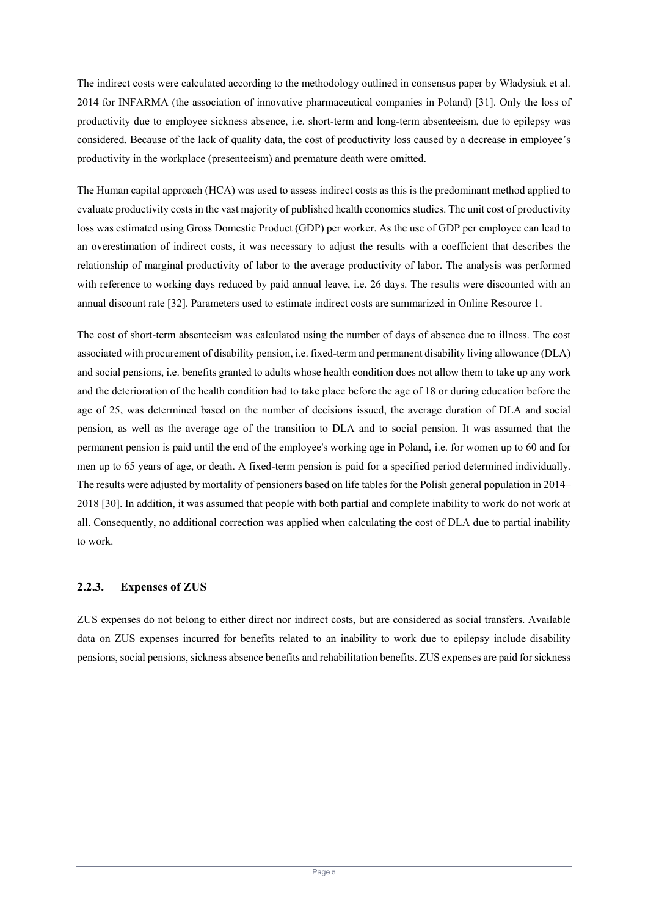The indirect costs were calculated according to the methodology outlined in consensus paper by Władysiuk et al. 2014 for INFARMA (the association of innovative pharmaceutical companies in Poland) [31]. Only the loss of productivity due to employee sickness absence, i.e. short-term and long-term absenteeism, due to epilepsy was considered. Because of the lack of quality data, the cost of productivity loss caused by a decrease in employee's productivity in the workplace (presenteeism) and premature death were omitted.

The Human capital approach (HCA) was used to assess indirect costs as this is the predominant method applied to evaluate productivity costs in the vast majority of published health economics studies. The unit cost of productivity loss was estimated using Gross Domestic Product (GDP) per worker. As the use of GDP per employee can lead to an overestimation of indirect costs, it was necessary to adjust the results with a coefficient that describes the relationship of marginal productivity of labor to the average productivity of labor. The analysis was performed with reference to working days reduced by paid annual leave, i.e. 26 days. The results were discounted with an annual discount rate [32]. Parameters used to estimate indirect costs are summarized in Online Resource 1.

The cost of short-term absenteeism was calculated using the number of days of absence due to illness. The cost associated with procurement of disability pension, i.e. fixed-term and permanent disability living allowance (DLA) and social pensions, i.e. benefits granted to adults whose health condition does not allow them to take up any work and the deterioration of the health condition had to take place before the age of 18 or during education before the age of 25, was determined based on the number of decisions issued, the average duration of DLA and social pension, as well as the average age of the transition to DLA and to social pension. It was assumed that the permanent pension is paid until the end of the employee's working age in Poland, i.e. for women up to 60 and for men up to 65 years of age, or death. A fixed-term pension is paid for a specified period determined individually. The results were adjusted by mortality of pensioners based on life tables for the Polish general population in 2014–2018 [30]. In addition, it was assumed that people with both partial and complete inability to work do not work at all. Consequently, no additional correction was applied when calculating the cost of DLA due to partial inability to work.

### 2.2.3. Expenses of ZUS

ZUS expenses do not belong to either direct nor indirect costs, but are considered as social transfers. Available data on ZUS expenses incurred for benefits related to an inability to work due to epilepsy include disability pensions, social pensions, sickness absence benefits and rehabilitation benefits. ZUS expenses are paid for sickness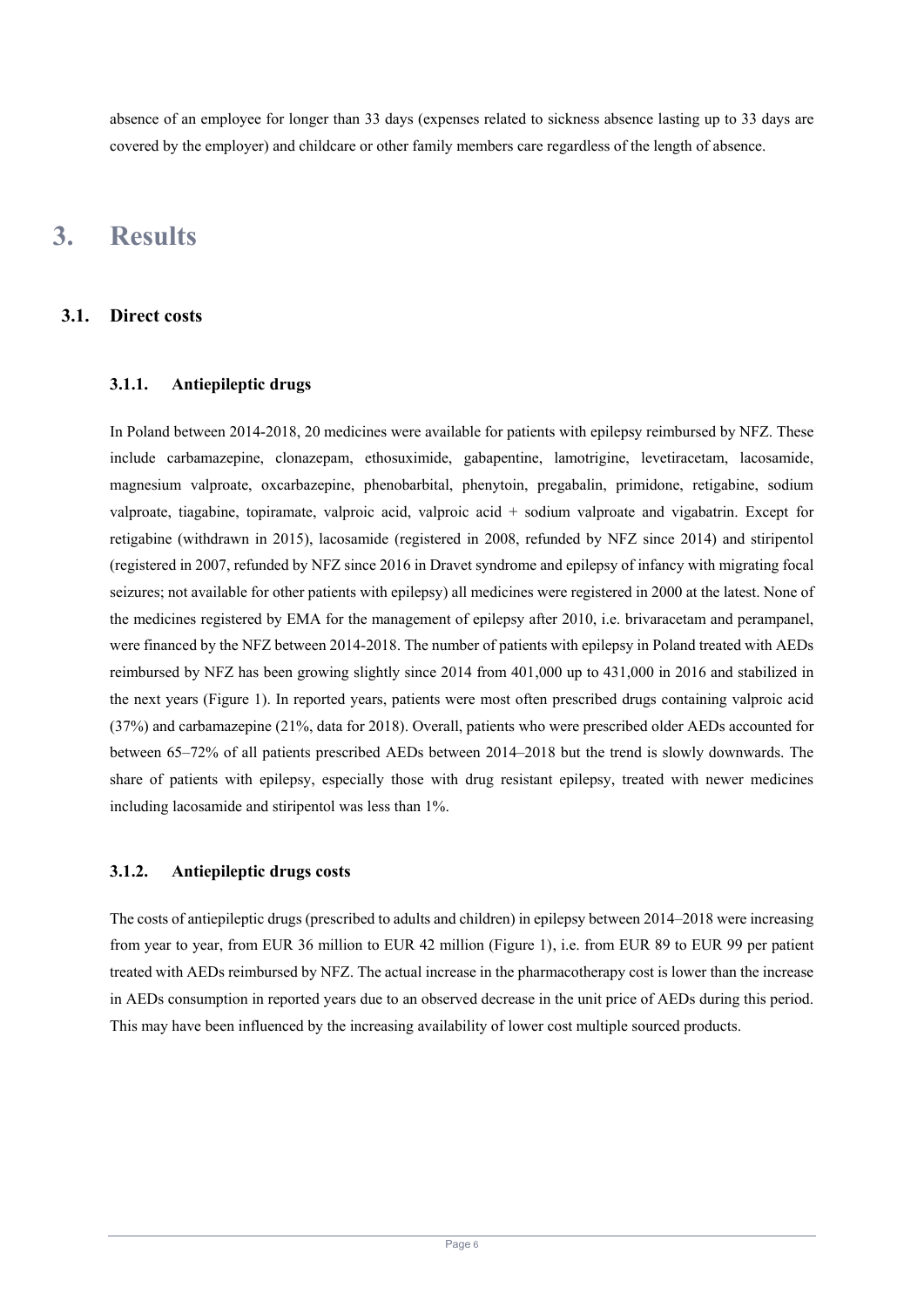absence of an employee for longer than 33 days (expenses related to sickness absence lasting up to 33 days are covered by the employer) and childcare or other family members care regardless of the length of absence.

# 3. Results

## 3.1. Direct costs

### 3.1.1. Antiepileptic drugs

In Poland between 2014-2018, 20 medicines were available for patients with epilepsy reimbursed by NFZ. These include carbamazepine, clonazepam, ethosuximide, gabapentine, lamotrigine, levetiracetam, lacosamide, magnesium valproate, oxcarbazepine, phenobarbital, phenytoin, pregabalin, primidone, retigabine, sodium valproate, tiagabine, topiramate, valproic acid, valproic acid + sodium valproate and vigabatrin. Except for retigabine (withdrawn in 2015), lacosamide (registered in 2008, refunded by NFZ since 2014) and stiripentol (registered in 2007, refunded by NFZ since 2016 in Dravet syndrome and epilepsy of infancy with migrating focal seizures; not available for other patients with epilepsy) all medicines were registered in 2000 at the latest. None of the medicines registered by EMA for the management of epilepsy after 2010, i.e. brivaracetam and perampanel, were financed by the NFZ between 2014-2018. The number of patients with epilepsy in Poland treated with AEDs reimbursed by NFZ has been growing slightly since 2014 from 401,000 up to 431,000 in 2016 and stabilized in the next years (Figure 1). In reported years, patients were most often prescribed drugs containing valproic acid (37%) and carbamazepine (21%, data for 2018). Overall, patients who were prescribed older AEDs accounted for between 65–72% of all patients prescribed AEDs between 2014–2018 but the trend is slowly downwards. The share of patients with epilepsy, especially those with drug resistant epilepsy, treated with newer medicines including lacosamide and stiripentol was less than 1%.

### 3.1.2. Antiepileptic drugs costs

The costs of antiepileptic drugs (prescribed to adults and children) in epilepsy between 2014–2018 were increasing from year to year, from EUR 36 million to EUR 42 million (Figure 1), i.e. from EUR 89 to EUR 99 per patient treated with AEDs reimbursed by NFZ. The actual increase in the pharmacotherapy cost is lower than the increase in AEDs consumption in reported years due to an observed decrease in the unit price of AEDs during this period. This may have been influenced by the increasing availability of lower cost multiple sourced products.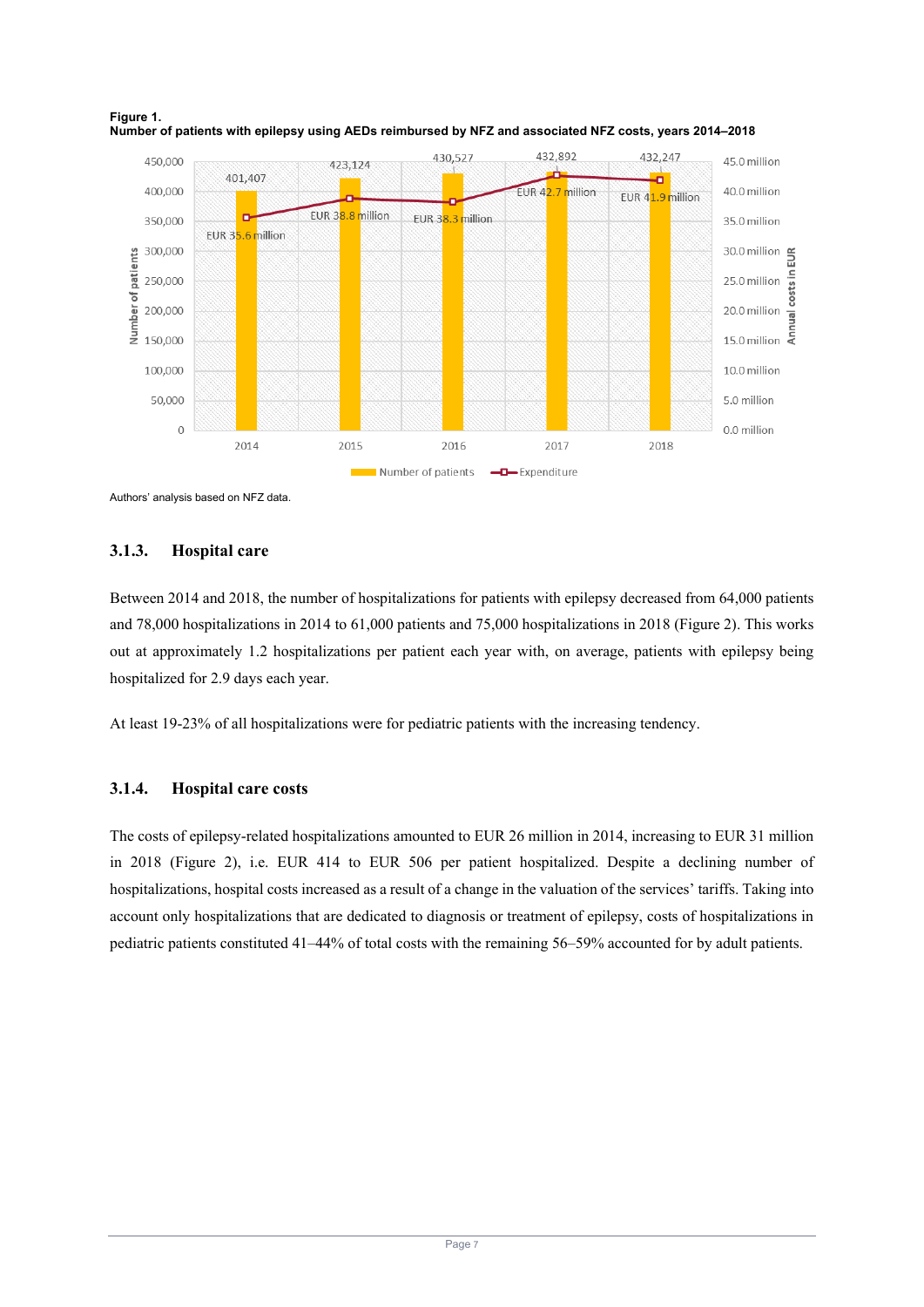**Figure 1.**
**Number of patients with epilepsy using AEDs reimbursed by NFZ and associated NFZ costs, years 2014–2018**

450,000
400,000
350,000
300,000
250,000
200,000
150,000
100,000
50,000
0

Number of patients

45.0 million
40.0 million
35.0 million
30.0 million
25.0 million
20.0 million
15.0 million
10.0 million
5.0 million
0.0 million

Annual costs in EUR

2014 — 401,407 — EUR 35.6 million
2015 — 423,124 — EUR 38.8 million
2016 — 430,527 — EUR 38.3 million
2017 — 432,892 — EUR 42.7 million
2018 — 432,247 — EUR 41.9 million

Number of patients
Expenditure

Authors' analysis based on NFZ data.

### 3.1.3. Hospital care

Between 2014 and 2018, the number of hospitalizations for patients with epilepsy decreased from 64,000 patients and 78,000 hospitalizations in 2014 to 61,000 patients and 75,000 hospitalizations in 2018 (Figure 2). This works out at approximately 1.2 hospitalizations per patient each year with, on average, patients with epilepsy being hospitalized for 2.9 days each year.

At least 19-23% of all hospitalizations were for pediatric patients with the increasing tendency.

### 3.1.4. Hospital care costs

The costs of epilepsy-related hospitalizations amounted to EUR 26 million in 2014, increasing to EUR 31 million in 2018 (Figure 2), i.e. EUR 414 to EUR 506 per patient hospitalized. Despite a declining number of hospitalizations, hospital costs increased as a result of a change in the valuation of the services' tariffs. Taking into account only hospitalizations that are dedicated to diagnosis or treatment of epilepsy, costs of hospitalizations in pediatric patients constituted 41–44% of total costs with the remaining 56–59% accounted for by adult patients.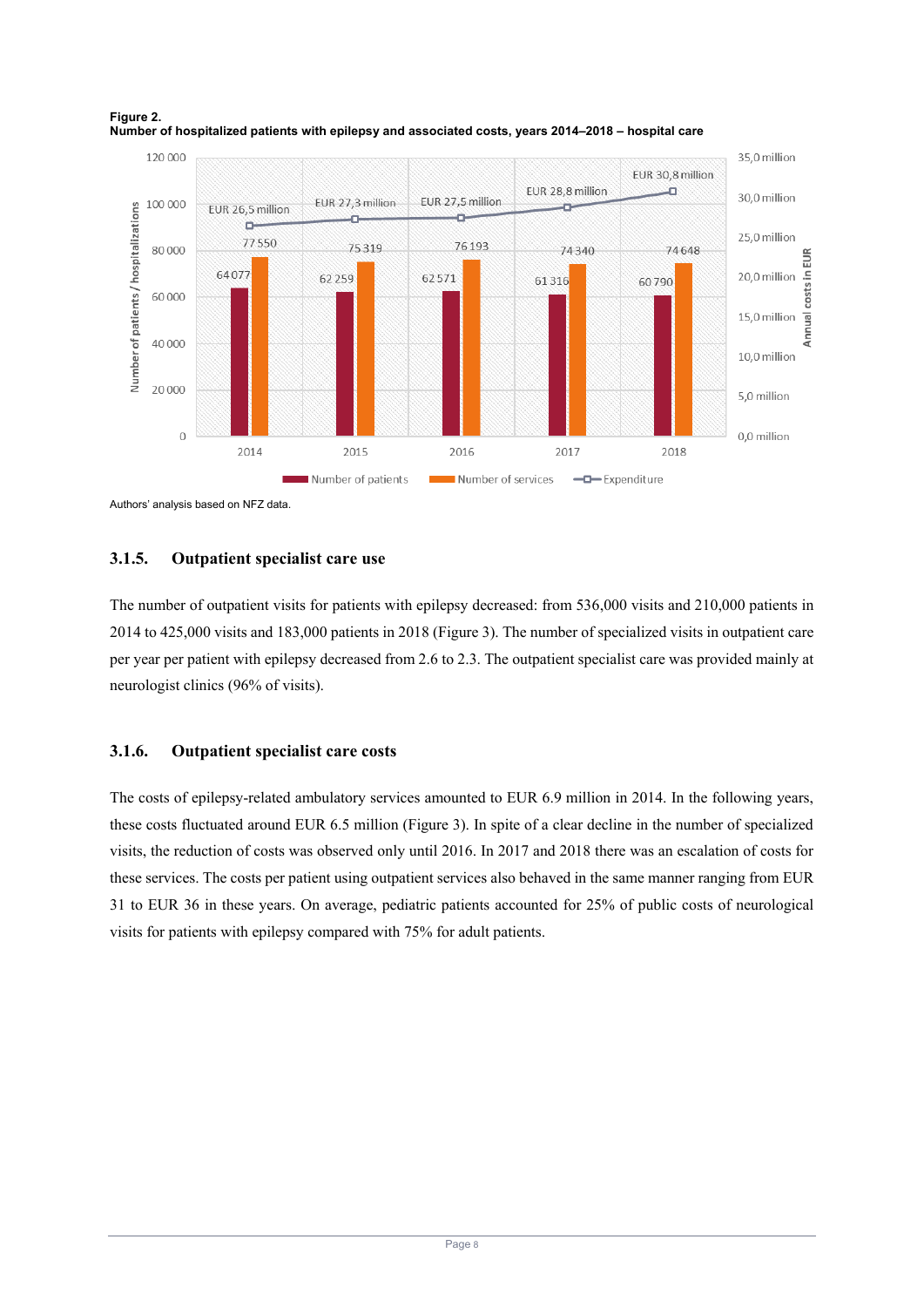**Figure 2.**
**Number of hospitalized patients with epilepsy and associated costs, years 2014–2018 – hospital care**

Number of patients / hospitalizations

Annual costs in EUR

120 000
100 000
80 000
60 000
40 000
20 000
0

35,0 million
30,0 million
25,0 million
20,0 million
15,0 million
10,0 million
5,0 million
0,0 million

2014: 64 077; 77 550; EUR 26,5 million
2015: 62 259; 75 319; EUR 27,3 million
2016: 62 571; 76 193; EUR 27,5 million
2017: 61 316; 74 340; EUR 28,8 million
2018: 60 790; 74 648; EUR 30,8 million

Number of patients · Number of services · Expenditure

Authors' analysis based on NFZ data.

### 3.1.5. Outpatient specialist care use

The number of outpatient visits for patients with epilepsy decreased: from 536,000 visits and 210,000 patients in 2014 to 425,000 visits and 183,000 patients in 2018 (Figure 3). The number of specialized visits in outpatient care per year per patient with epilepsy decreased from 2.6 to 2.3. The outpatient specialist care was provided mainly at neurologist clinics (96% of visits).

### 3.1.6. Outpatient specialist care costs

The costs of epilepsy-related ambulatory services amounted to EUR 6.9 million in 2014. In the following years, these costs fluctuated around EUR 6.5 million (Figure 3). In spite of a clear decline in the number of specialized visits, the reduction of costs was observed only until 2016. In 2017 and 2018 there was an escalation of costs for these services. The costs per patient using outpatient services also behaved in the same manner ranging from EUR 31 to EUR 36 in these years. On average, pediatric patients accounted for 25% of public costs of neurological visits for patients with epilepsy compared with 75% for adult patients.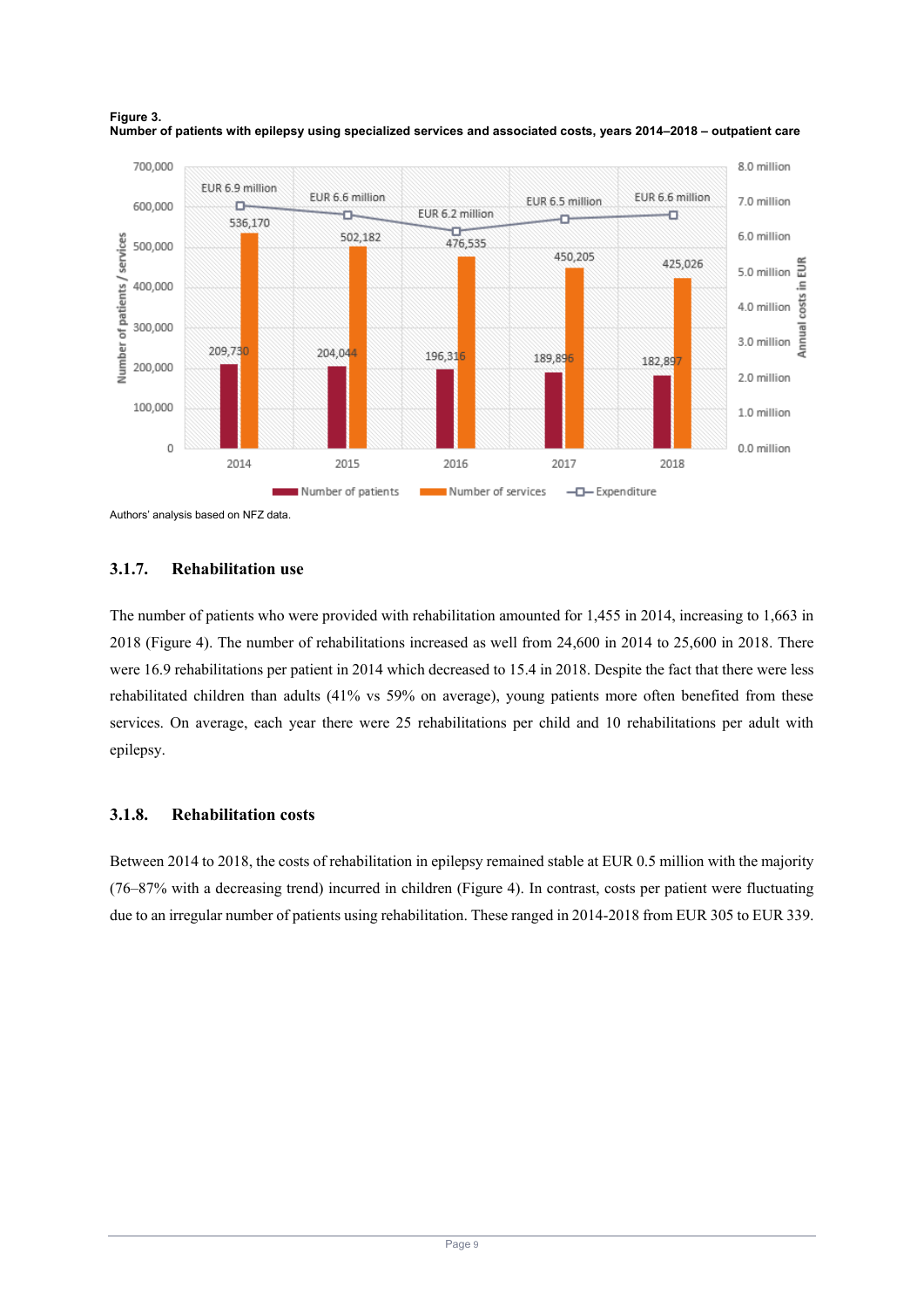**Figure 3.**
**Number of patients with epilepsy using specialized services and associated costs, years 2014–2018 – outpatient care**

700,000
600,000
500,000
400,000
300,000
200,000
100,000
0

Number of patients / services

EUR 6.9 million
536,170
209,730
2014

EUR 6.6 million
502,182
204,044
2015

EUR 6.2 million
476,535
196,316
2016

EUR 6.5 million
450,205
189,896
2017

EUR 6.6 million
425,026
182,897
2018

8.0 million
7.0 million
6.0 million
5.0 million
4.0 million
3.0 million
2.0 million
1.0 million
0.0 million

Annual costs in EUR

Number of patients
Number of services
Expenditure

Authors' analysis based on NFZ data.

### 3.1.7. Rehabilitation use

The number of patients who were provided with rehabilitation amounted for 1,455 in 2014, increasing to 1,663 in 2018 (Figure 4). The number of rehabilitations increased as well from 24,600 in 2014 to 25,600 in 2018. There were 16.9 rehabilitations per patient in 2014 which decreased to 15.4 in 2018. Despite the fact that there were less rehabilitated children than adults (41% vs 59% on average), young patients more often benefited from these services. On average, each year there were 25 rehabilitations per child and 10 rehabilitations per adult with epilepsy.

### 3.1.8. Rehabilitation costs

Between 2014 to 2018, the costs of rehabilitation in epilepsy remained stable at EUR 0.5 million with the majority (76–87% with a decreasing trend) incurred in children (Figure 4). In contrast, costs per patient were fluctuating due to an irregular number of patients using rehabilitation. These ranged in 2014-2018 from EUR 305 to EUR 339.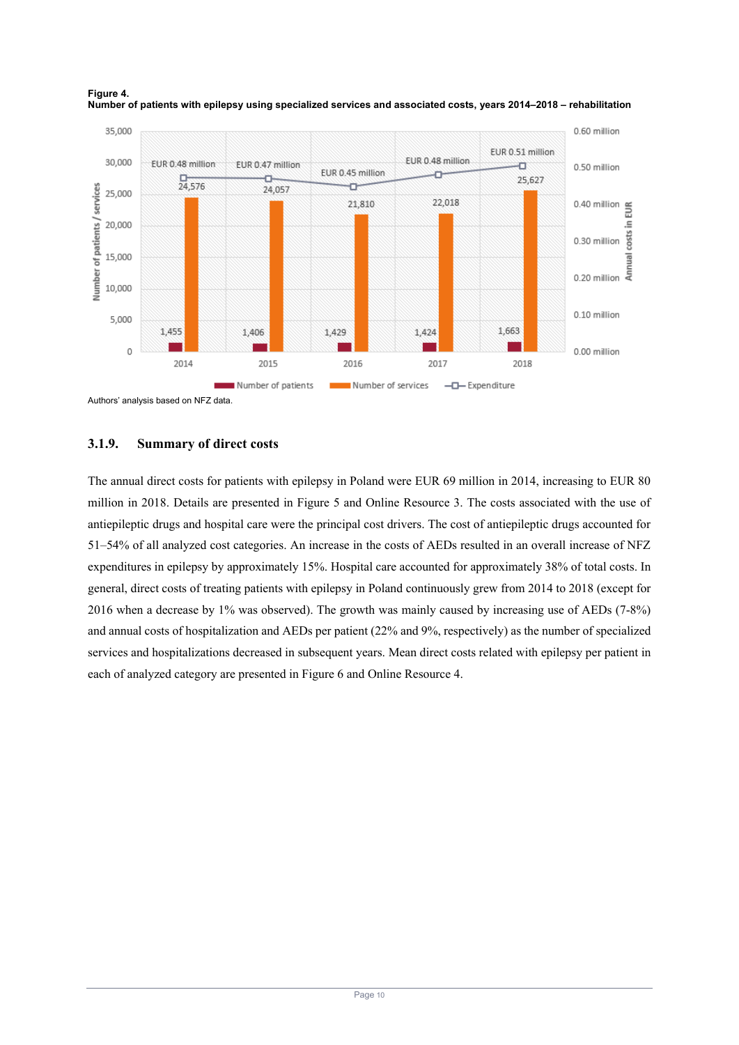**Figure 4.**
**Number of patients with epilepsy using specialized services and associated costs, years 2014–2018 – rehabilitation**

35,000
30,000
25,000
20,000
15,000
10,000
5,000
0

Number of patients / services

0.60 million
0.50 million
0.40 million
0.30 million
0.20 million
0.10 million
0.00 million

Annual costs in EUR

EUR 0.48 million
EUR 0.47 million
EUR 0.45 million
EUR 0.48 million
EUR 0.51 million

24,576
24,057
21,810
22,018
25,627

1,455
1,406
1,429
1,424
1,663

2014
2015
2016
2017
2018

Number of patients
Number of services
Expenditure

Authors' analysis based on NFZ data.

### 3.1.9. Summary of direct costs

The annual direct costs for patients with epilepsy in Poland were EUR 69 million in 2014, increasing to EUR 80 million in 2018. Details are presented in Figure 5 and Online Resource 3. The costs associated with the use of antiepileptic drugs and hospital care were the principal cost drivers. The cost of antiepileptic drugs accounted for 51–54% of all analyzed cost categories. An increase in the costs of AEDs resulted in an overall increase of NFZ expenditures in epilepsy by approximately 15%. Hospital care accounted for approximately 38% of total costs. In general, direct costs of treating patients with epilepsy in Poland continuously grew from 2014 to 2018 (except for 2016 when a decrease by 1% was observed). The growth was mainly caused by increasing use of AEDs (7-8%) and annual costs of hospitalization and AEDs per patient (22% and 9%, respectively) as the number of specialized services and hospitalizations decreased in subsequent years. Mean direct costs related with epilepsy per patient in each of analyzed category are presented in Figure 6 and Online Resource 4.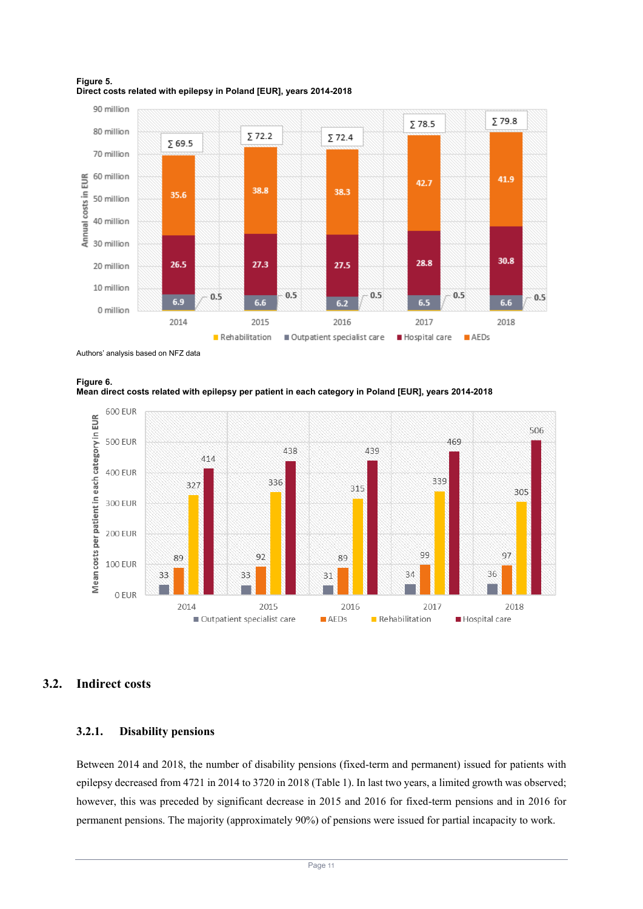**Figure 5.**
**Direct costs related with epilepsy in Poland [EUR], years 2014-2018**

Annual costs in EUR

90 million
80 million
70 million
60 million
50 million
40 million
30 million
20 million
10 million
0 million

2014: ∑ 69.5; 35.6; 26.5; 6.9; 0.5
2015: ∑ 72.2; 38.8; 27.3; 6.6; 0.5
2016: ∑ 72.4; 38.3; 27.5; 6.2; 0.5
2017: ∑ 78.5; 42.7; 28.8; 6.5; 0.5
2018: ∑ 79.8; 41.9; 30.8; 6.6; 0.5

Rehabilitation  Outpatient specialist care  Hospital care  AEDs

Authors' analysis based on NFZ data

**Figure 6.**
**Mean direct costs related with epilepsy per patient in each category in Poland [EUR], years 2014-2018**

Mean costs per patient in each category in EUR

600 EUR
500 EUR
400 EUR
300 EUR
200 EUR
100 EUR
0 EUR

2014: 33; 89; 327; 414
2015: 33; 92; 336; 438
2016: 31; 89; 315; 439
2017: 34; 99; 339; 469
2018: 36; 97; 305; 506

Outpatient specialist care  AEDs  Rehabilitation  Hospital care

## 3.2. Indirect costs

### 3.2.1. Disability pensions

Between 2014 and 2018, the number of disability pensions (fixed-term and permanent) issued for patients with epilepsy decreased from 4721 in 2014 to 3720 in 2018 (Table 1). In last two years, a limited growth was observed; however, this was preceded by significant decrease in 2015 and 2016 for fixed-term pensions and in 2016 for permanent pensions. The majority (approximately 90%) of pensions were issued for partial incapacity to work.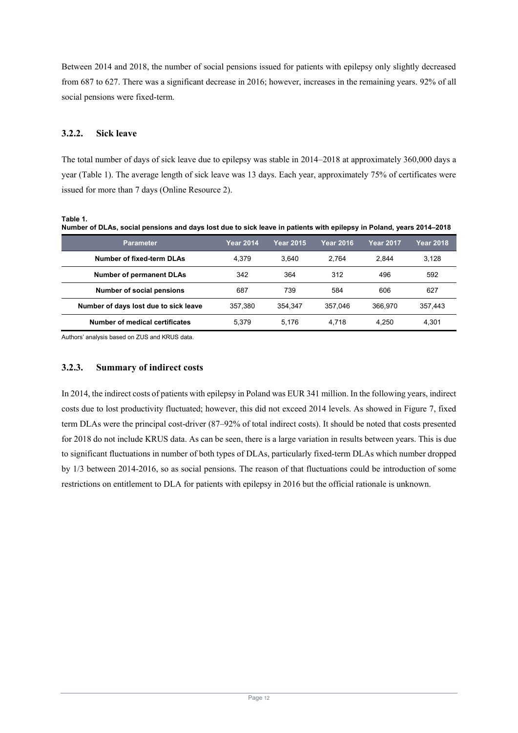Between 2014 and 2018, the number of social pensions issued for patients with epilepsy only slightly decreased from 687 to 627. There was a significant decrease in 2016; however, increases in the remaining years. 92% of all social pensions were fixed-term.

### 3.2.2. Sick leave

The total number of days of sick leave due to epilepsy was stable in 2014–2018 at approximately 360,000 days a year (Table 1). The average length of sick leave was 13 days. Each year, approximately 75% of certificates were issued for more than 7 days (Online Resource 2).

**Table 1.**
**Number of DLAs, social pensions and days lost due to sick leave in patients with epilepsy in Poland, years 2014–2018**

| Parameter | Year 2014 | Year 2015 | Year 2016 | Year 2017 | Year 2018 |
|---|---|---|---|---|---|
| **Number of fixed-term DLAs** | 4,379 | 3,640 | 2,764 | 2,844 | 3,128 |
| **Number of permanent DLAs** | 342 | 364 | 312 | 496 | 592 |
| **Number of social pensions** | 687 | 739 | 584 | 606 | 627 |
| **Number of days lost due to sick leave** | 357,380 | 354,347 | 357,046 | 366,970 | 357,443 |
| **Number of medical certificates** | 5,379 | 5,176 | 4,718 | 4,250 | 4,301 |

Authors' analysis based on ZUS and KRUS data.

### 3.2.3. Summary of indirect costs

In 2014, the indirect costs of patients with epilepsy in Poland was EUR 341 million. In the following years, indirect costs due to lost productivity fluctuated; however, this did not exceed 2014 levels. As showed in Figure 7, fixed term DLAs were the principal cost-driver (87–92% of total indirect costs). It should be noted that costs presented for 2018 do not include KRUS data. As can be seen, there is a large variation in results between years. This is due to significant fluctuations in number of both types of DLAs, particularly fixed-term DLAs which number dropped by 1/3 between 2014-2016, so as social pensions. The reason of that fluctuations could be introduction of some restrictions on entitlement to DLA for patients with epilepsy in 2016 but the official rationale is unknown.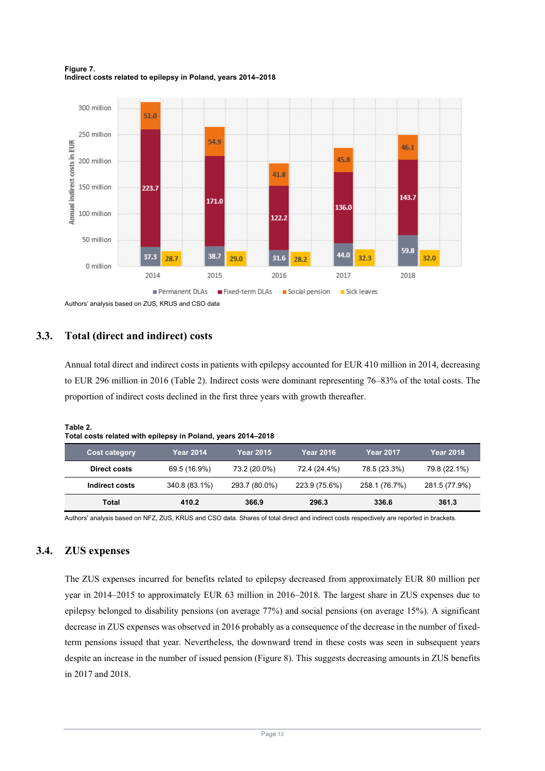**Figure 7.**
**Indirect costs related to epilepsy in Poland, years 2014–2018**

300 million
250 million
200 million
150 million
100 million
50 million
0 million

Annual indirect costs in EUR

2014: 37.3, 223.7, 51.0, 28.7
2015: 38.7, 171.0, 54.9, 29.0
2016: 31.6, 122.2, 41.8, 28.2
2017: 44.0, 136.0, 45.8, 32.3
2018: 59.8, 143.7, 46.1, 32.0

Permanent DLAs · Fixed-term DLAs · Social pension · Sick leaves

Authors' analysis based on ZUS, KRUS and CSO data

## 3.3. Total (direct and indirect) costs

Annual total direct and indirect costs in patients with epilepsy accounted for EUR 410 million in 2014, decreasing to EUR 296 million in 2016 (Table 2). Indirect costs were dominant representing 76–83% of the total costs. The proportion of indirect costs declined in the first three years with growth thereafter.

**Table 2.**
**Total costs related with epilepsy in Poland, years 2014–2018**

| Cost category | Year 2014 | Year 2015 | Year 2016 | Year 2017 | Year 2018 |
|---|---|---|---|---|---|
| **Direct costs** | 69.5 (16.9%) | 73.2 (20.0%) | 72.4 (24.4%) | 78.5 (23.3%) | 79.8 (22.1%) |
| **Indirect costs** | 340.8 (83.1%) | 293.7 (80.0%) | 223.9 (75.6%) | 258.1 (76.7%) | 281.5 (77.9%) |
| **Total** | **410.2** | **366.9** | **296.3** | **336.6** | **361.3** |

Authors' analysis based on NFZ, ZUS, KRUS and CSO data. Shares of total direct and indirect costs respectively are reported in brackets.

## 3.4. ZUS expenses

The ZUS expenses incurred for benefits related to epilepsy decreased from approximately EUR 80 million per year in 2014–2015 to approximately EUR 63 million in 2016–2018. The largest share in ZUS expenses due to epilepsy belonged to disability pensions (on average 77%) and social pensions (on average 15%). A significant decrease in ZUS expenses was observed in 2016 probably as a consequence of the decrease in the number of fixed-term pensions issued that year. Nevertheless, the downward trend in these costs was seen in subsequent years despite an increase in the number of issued pension (Figure 8). This suggests decreasing amounts in ZUS benefits in 2017 and 2018.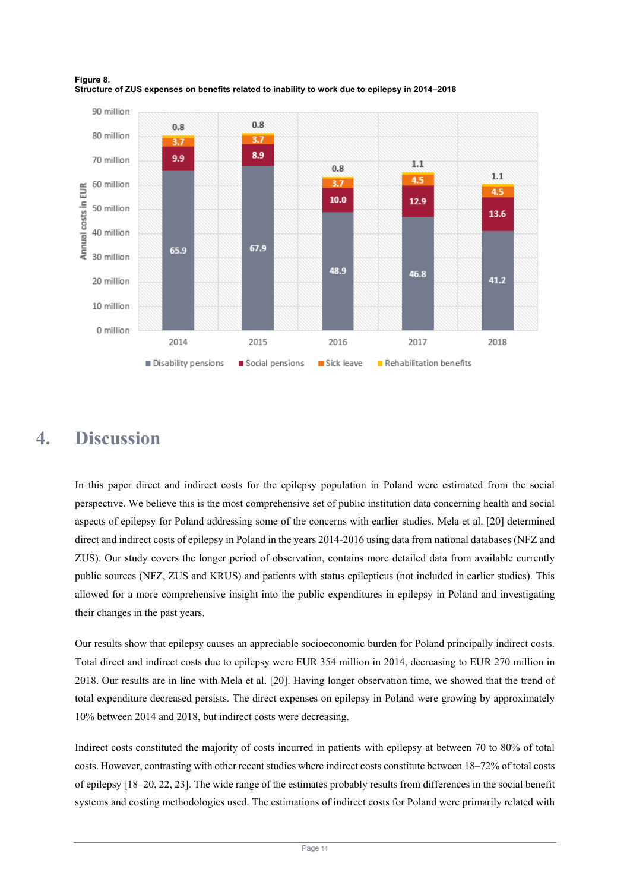**Figure 8.**
**Structure of ZUS expenses on benefits related to inability to work due to epilepsy in 2014–2018**

90 million
80 million
70 million
60 million
50 million
40 million
30 million
20 million
10 million
0 million

Annual costs in EUR

2014: 65.9, 9.9, 3.7, 0.8
2015: 67.9, 8.9, 3.7, 0.8
2016: 48.9, 10.0, 3.7, 0.8
2017: 46.8, 12.9, 4.5, 1.1
2018: 41.2, 13.6, 4.5, 1.1

Disability pensions ■ Social pensions ■ Sick leave ■ Rehabilitation benefits

# 4. Discussion

In this paper direct and indirect costs for the epilepsy population in Poland were estimated from the social perspective. We believe this is the most comprehensive set of public institution data concerning health and social aspects of epilepsy for Poland addressing some of the concerns with earlier studies. Mela et al. [20] determined direct and indirect costs of epilepsy in Poland in the years 2014-2016 using data from national databases (NFZ and ZUS). Our study covers the longer period of observation, contains more detailed data from available currently public sources (NFZ, ZUS and KRUS) and patients with status epilepticus (not included in earlier studies). This allowed for a more comprehensive insight into the public expenditures in epilepsy in Poland and investigating their changes in the past years.

Our results show that epilepsy causes an appreciable socioeconomic burden for Poland principally indirect costs. Total direct and indirect costs due to epilepsy were EUR 354 million in 2014, decreasing to EUR 270 million in 2018. Our results are in line with Mela et al. [20]. Having longer observation time, we showed that the trend of total expenditure decreased persists. The direct expenses on epilepsy in Poland were growing by approximately 10% between 2014 and 2018, but indirect costs were decreasing.

Indirect costs constituted the majority of costs incurred in patients with epilepsy at between 70 to 80% of total costs. However, contrasting with other recent studies where indirect costs constitute between 18–72% of total costs of epilepsy [18–20, 22, 23]. The wide range of the estimates probably results from differences in the social benefit systems and costing methodologies used. The estimations of indirect costs for Poland were primarily related with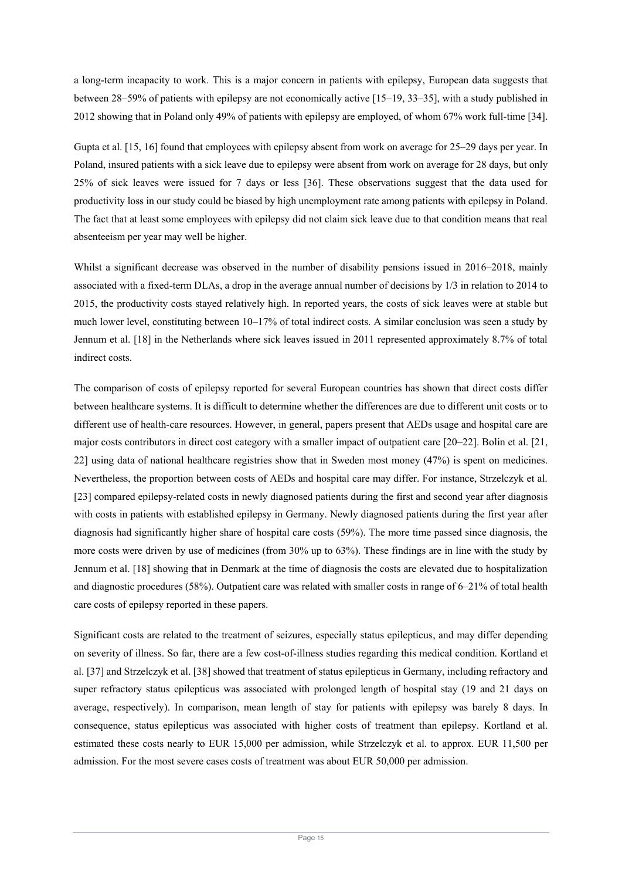a long-term incapacity to work. This is a major concern in patients with epilepsy, European data suggests that between 28–59% of patients with epilepsy are not economically active [15–19, 33–35], with a study published in 2012 showing that in Poland only 49% of patients with epilepsy are employed, of whom 67% work full-time [34].

Gupta et al. [15, 16] found that employees with epilepsy absent from work on average for 25–29 days per year. In Poland, insured patients with a sick leave due to epilepsy were absent from work on average for 28 days, but only 25% of sick leaves were issued for 7 days or less [36]. These observations suggest that the data used for productivity loss in our study could be biased by high unemployment rate among patients with epilepsy in Poland. The fact that at least some employees with epilepsy did not claim sick leave due to that condition means that real absenteeism per year may well be higher.

Whilst a significant decrease was observed in the number of disability pensions issued in 2016–2018, mainly associated with a fixed-term DLAs, a drop in the average annual number of decisions by 1/3 in relation to 2014 to 2015, the productivity costs stayed relatively high. In reported years, the costs of sick leaves were at stable but much lower level, constituting between 10–17% of total indirect costs. A similar conclusion was seen a study by Jennum et al. [18] in the Netherlands where sick leaves issued in 2011 represented approximately 8.7% of total indirect costs.

The comparison of costs of epilepsy reported for several European countries has shown that direct costs differ between healthcare systems. It is difficult to determine whether the differences are due to different unit costs or to different use of health-care resources. However, in general, papers present that AEDs usage and hospital care are major costs contributors in direct cost category with a smaller impact of outpatient care [20–22]. Bolin et al. [21, 22] using data of national healthcare registries show that in Sweden most money (47%) is spent on medicines. Nevertheless, the proportion between costs of AEDs and hospital care may differ. For instance, Strzelczyk et al. [23] compared epilepsy-related costs in newly diagnosed patients during the first and second year after diagnosis with costs in patients with established epilepsy in Germany. Newly diagnosed patients during the first year after diagnosis had significantly higher share of hospital care costs (59%). The more time passed since diagnosis, the more costs were driven by use of medicines (from 30% up to 63%). These findings are in line with the study by Jennum et al. [18] showing that in Denmark at the time of diagnosis the costs are elevated due to hospitalization and diagnostic procedures (58%). Outpatient care was related with smaller costs in range of 6–21% of total health care costs of epilepsy reported in these papers.

Significant costs are related to the treatment of seizures, especially status epilepticus, and may differ depending on severity of illness. So far, there are a few cost-of-illness studies regarding this medical condition. Kortland et al. [37] and Strzelczyk et al. [38] showed that treatment of status epilepticus in Germany, including refractory and super refractory status epilepticus was associated with prolonged length of hospital stay (19 and 21 days on average, respectively). In comparison, mean length of stay for patients with epilepsy was barely 8 days. In consequence, status epilepticus was associated with higher costs of treatment than epilepsy. Kortland et al. estimated these costs nearly to EUR 15,000 per admission, while Strzelczyk et al. to approx. EUR 11,500 per admission. For the most severe cases costs of treatment was about EUR 50,000 per admission.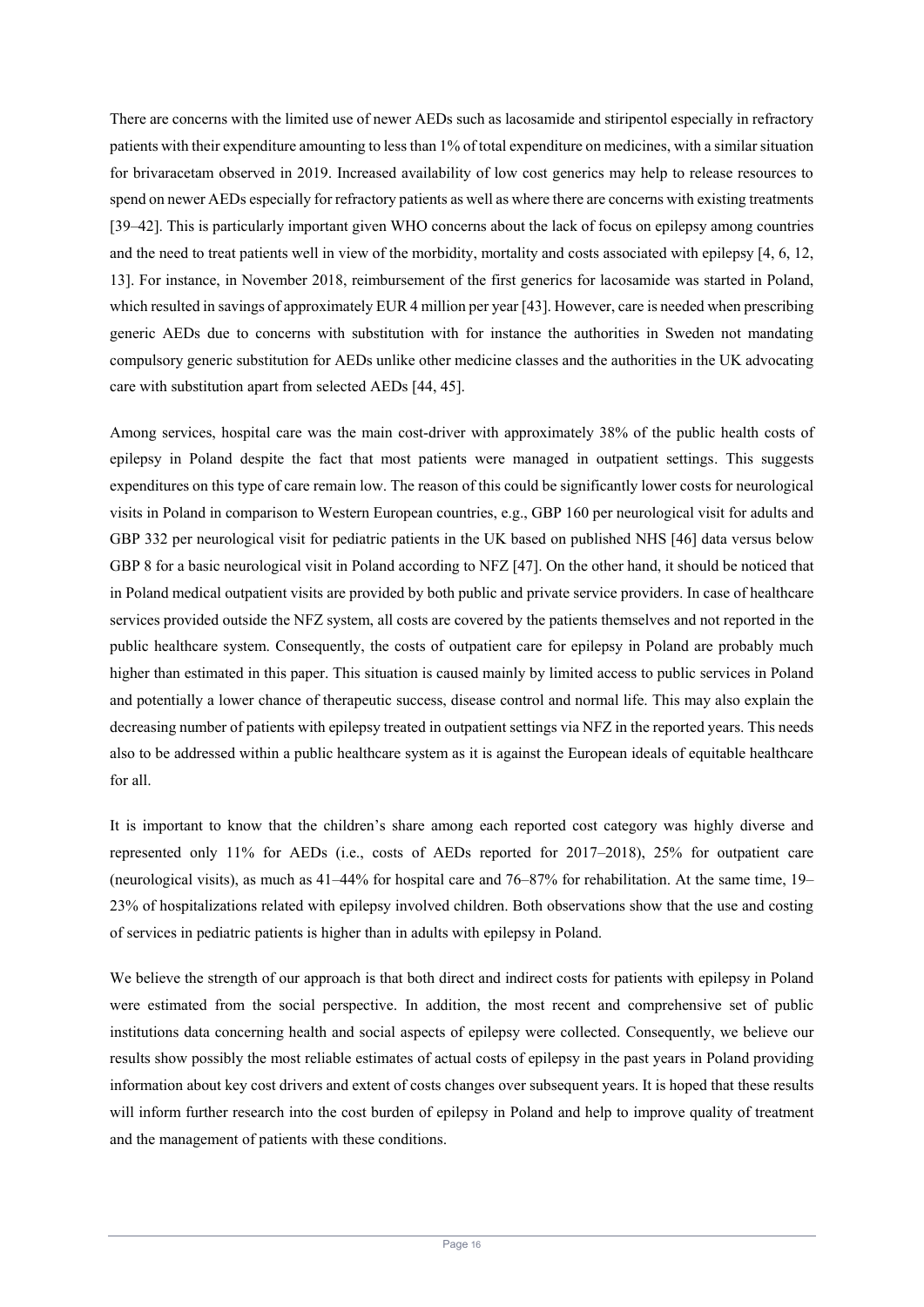There are concerns with the limited use of newer AEDs such as lacosamide and stiripentol especially in refractory patients with their expenditure amounting to less than 1% of total expenditure on medicines, with a similar situation for brivaracetam observed in 2019. Increased availability of low cost generics may help to release resources to spend on newer AEDs especially for refractory patients as well as where there are concerns with existing treatments [39–42]. This is particularly important given WHO concerns about the lack of focus on epilepsy among countries and the need to treat patients well in view of the morbidity, mortality and costs associated with epilepsy [4, 6, 12, 13]. For instance, in November 2018, reimbursement of the first generics for lacosamide was started in Poland, which resulted in savings of approximately EUR 4 million per year [43]. However, care is needed when prescribing generic AEDs due to concerns with substitution with for instance the authorities in Sweden not mandating compulsory generic substitution for AEDs unlike other medicine classes and the authorities in the UK advocating care with substitution apart from selected AEDs [44, 45].

Among services, hospital care was the main cost-driver with approximately 38% of the public health costs of epilepsy in Poland despite the fact that most patients were managed in outpatient settings. This suggests expenditures on this type of care remain low. The reason of this could be significantly lower costs for neurological visits in Poland in comparison to Western European countries, e.g., GBP 160 per neurological visit for adults and GBP 332 per neurological visit for pediatric patients in the UK based on published NHS [46] data versus below GBP 8 for a basic neurological visit in Poland according to NFZ [47]. On the other hand, it should be noticed that in Poland medical outpatient visits are provided by both public and private service providers. In case of healthcare services provided outside the NFZ system, all costs are covered by the patients themselves and not reported in the public healthcare system. Consequently, the costs of outpatient care for epilepsy in Poland are probably much higher than estimated in this paper. This situation is caused mainly by limited access to public services in Poland and potentially a lower chance of therapeutic success, disease control and normal life. This may also explain the decreasing number of patients with epilepsy treated in outpatient settings via NFZ in the reported years. This needs also to be addressed within a public healthcare system as it is against the European ideals of equitable healthcare for all.

It is important to know that the children's share among each reported cost category was highly diverse and represented only 11% for AEDs (i.e., costs of AEDs reported for 2017–2018), 25% for outpatient care (neurological visits), as much as 41–44% for hospital care and 76–87% for rehabilitation. At the same time, 19–23% of hospitalizations related with epilepsy involved children. Both observations show that the use and costing of services in pediatric patients is higher than in adults with epilepsy in Poland.

We believe the strength of our approach is that both direct and indirect costs for patients with epilepsy in Poland were estimated from the social perspective. In addition, the most recent and comprehensive set of public institutions data concerning health and social aspects of epilepsy were collected. Consequently, we believe our results show possibly the most reliable estimates of actual costs of epilepsy in the past years in Poland providing information about key cost drivers and extent of costs changes over subsequent years. It is hoped that these results will inform further research into the cost burden of epilepsy in Poland and help to improve quality of treatment and the management of patients with these conditions.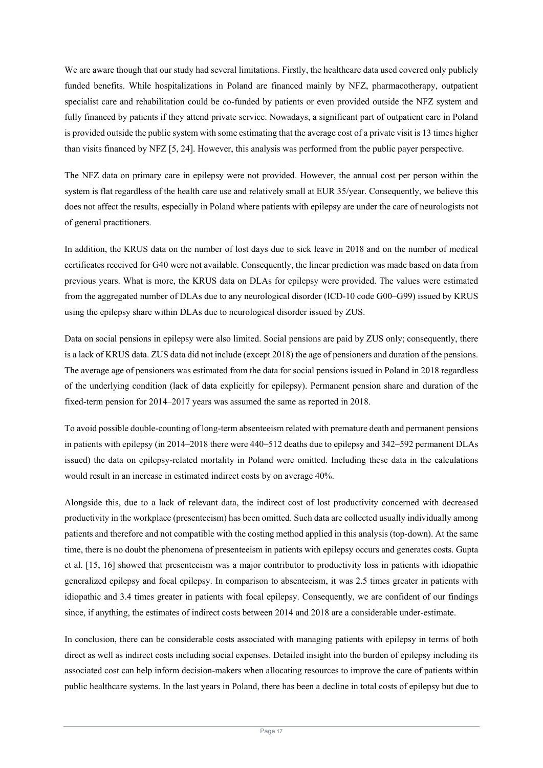We are aware though that our study had several limitations. Firstly, the healthcare data used covered only publicly funded benefits. While hospitalizations in Poland are financed mainly by NFZ, pharmacotherapy, outpatient specialist care and rehabilitation could be co-funded by patients or even provided outside the NFZ system and fully financed by patients if they attend private service. Nowadays, a significant part of outpatient care in Poland is provided outside the public system with some estimating that the average cost of a private visit is 13 times higher than visits financed by NFZ [5, 24]. However, this analysis was performed from the public payer perspective.

The NFZ data on primary care in epilepsy were not provided. However, the annual cost per person within the system is flat regardless of the health care use and relatively small at EUR 35/year. Consequently, we believe this does not affect the results, especially in Poland where patients with epilepsy are under the care of neurologists not of general practitioners.

In addition, the KRUS data on the number of lost days due to sick leave in 2018 and on the number of medical certificates received for G40 were not available. Consequently, the linear prediction was made based on data from previous years. What is more, the KRUS data on DLAs for epilepsy were provided. The values were estimated from the aggregated number of DLAs due to any neurological disorder (ICD-10 code G00–G99) issued by KRUS using the epilepsy share within DLAs due to neurological disorder issued by ZUS.

Data on social pensions in epilepsy were also limited. Social pensions are paid by ZUS only; consequently, there is a lack of KRUS data. ZUS data did not include (except 2018) the age of pensioners and duration of the pensions. The average age of pensioners was estimated from the data for social pensions issued in Poland in 2018 regardless of the underlying condition (lack of data explicitly for epilepsy). Permanent pension share and duration of the fixed-term pension for 2014–2017 years was assumed the same as reported in 2018.

To avoid possible double-counting of long-term absenteeism related with premature death and permanent pensions in patients with epilepsy (in 2014–2018 there were 440–512 deaths due to epilepsy and 342–592 permanent DLAs issued) the data on epilepsy-related mortality in Poland were omitted. Including these data in the calculations would result in an increase in estimated indirect costs by on average 40%.

Alongside this, due to a lack of relevant data, the indirect cost of lost productivity concerned with decreased productivity in the workplace (presenteeism) has been omitted. Such data are collected usually individually among patients and therefore and not compatible with the costing method applied in this analysis (top-down). At the same time, there is no doubt the phenomena of presenteeism in patients with epilepsy occurs and generates costs. Gupta et al. [15, 16] showed that presenteeism was a major contributor to productivity loss in patients with idiopathic generalized epilepsy and focal epilepsy. In comparison to absenteeism, it was 2.5 times greater in patients with idiopathic and 3.4 times greater in patients with focal epilepsy. Consequently, we are confident of our findings since, if anything, the estimates of indirect costs between 2014 and 2018 are a considerable under-estimate.

In conclusion, there can be considerable costs associated with managing patients with epilepsy in terms of both direct as well as indirect costs including social expenses. Detailed insight into the burden of epilepsy including its associated cost can help inform decision-makers when allocating resources to improve the care of patients within public healthcare systems. In the last years in Poland, there has been a decline in total costs of epilepsy but due to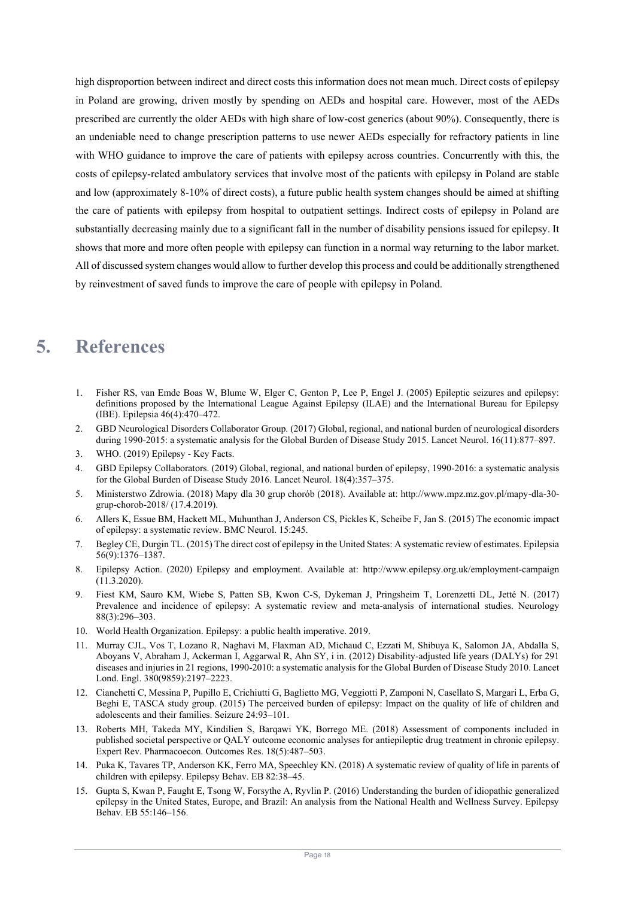high disproportion between indirect and direct costs this information does not mean much. Direct costs of epilepsy in Poland are growing, driven mostly by spending on AEDs and hospital care. However, most of the AEDs prescribed are currently the older AEDs with high share of low-cost generics (about 90%). Consequently, there is an undeniable need to change prescription patterns to use newer AEDs especially for refractory patients in line with WHO guidance to improve the care of patients with epilepsy across countries. Concurrently with this, the costs of epilepsy-related ambulatory services that involve most of the patients with epilepsy in Poland are stable and low (approximately 8-10% of direct costs), a future public health system changes should be aimed at shifting the care of patients with epilepsy from hospital to outpatient settings. Indirect costs of epilepsy in Poland are substantially decreasing mainly due to a significant fall in the number of disability pensions issued for epilepsy. It shows that more and more often people with epilepsy can function in a normal way returning to the labor market. All of discussed system changes would allow to further develop this process and could be additionally strengthened by reinvestment of saved funds to improve the care of people with epilepsy in Poland.

# 5. References

1. Fisher RS, van Emde Boas W, Blume W, Elger C, Genton P, Lee P, Engel J. (2005) Epileptic seizures and epilepsy: definitions proposed by the International League Against Epilepsy (ILAE) and the International Bureau for Epilepsy (IBE). Epilepsia 46(4):470–472.
2. GBD Neurological Disorders Collaborator Group. (2017) Global, regional, and national burden of neurological disorders during 1990-2015: a systematic analysis for the Global Burden of Disease Study 2015. Lancet Neurol. 16(11):877–897.
3. WHO. (2019) Epilepsy - Key Facts.
4. GBD Epilepsy Collaborators. (2019) Global, regional, and national burden of epilepsy, 1990-2016: a systematic analysis for the Global Burden of Disease Study 2016. Lancet Neurol. 18(4):357–375.
5. Ministerstwo Zdrowia. (2018) Mapy dla 30 grup chorób (2018). Available at: http://www.mpz.mz.gov.pl/mapy-dla-30-grup-chorob-2018/ (17.4.2019).
6. Allers K, Essue BM, Hackett ML, Muhunthan J, Anderson CS, Pickles K, Scheibe F, Jan S. (2015) The economic impact of epilepsy: a systematic review. BMC Neurol. 15:245.
7. Begley CE, Durgin TL. (2015) The direct cost of epilepsy in the United States: A systematic review of estimates. Epilepsia 56(9):1376–1387.
8. Epilepsy Action. (2020) Epilepsy and employment. Available at: http://www.epilepsy.org.uk/employment-campaign (11.3.2020).
9. Fiest KM, Sauro KM, Wiebe S, Patten SB, Kwon C-S, Dykeman J, Pringsheim T, Lorenzetti DL, Jetté N. (2017) Prevalence and incidence of epilepsy: A systematic review and meta-analysis of international studies. Neurology 88(3):296–303.
10. World Health Organization. Epilepsy: a public health imperative. 2019.
11. Murray CJL, Vos T, Lozano R, Naghavi M, Flaxman AD, Michaud C, Ezzati M, Shibuya K, Salomon JA, Abdalla S, Aboyans V, Abraham J, Ackerman I, Aggarwal R, Ahn SY, i in. (2012) Disability-adjusted life years (DALYs) for 291 diseases and injuries in 21 regions, 1990-2010: a systematic analysis for the Global Burden of Disease Study 2010. Lancet Lond. Engl. 380(9859):2197–2223.
12. Cianchetti C, Messina P, Pupillo E, Crichiutti G, Baglietto MG, Veggiotti P, Zamponi N, Casellato S, Margari L, Erba G, Beghi E, TASCA study group. (2015) The perceived burden of epilepsy: Impact on the quality of life of children and adolescents and their families. Seizure 24:93–101.
13. Roberts MH, Takeda MY, Kindilien S, Barqawi YK, Borrego ME. (2018) Assessment of components included in published societal perspective or QALY outcome economic analyses for antiepileptic drug treatment in chronic epilepsy. Expert Rev. Pharmacoecon. Outcomes Res. 18(5):487–503.
14. Puka K, Tavares TP, Anderson KK, Ferro MA, Speechley KN. (2018) A systematic review of quality of life in parents of children with epilepsy. Epilepsy Behav. EB 82:38–45.
15. Gupta S, Kwan P, Faught E, Tsong W, Forsythe A, Ryvlin P. (2016) Understanding the burden of idiopathic generalized epilepsy in the United States, Europe, and Brazil: An analysis from the National Health and Wellness Survey. Epilepsy Behav. EB 55:146–156.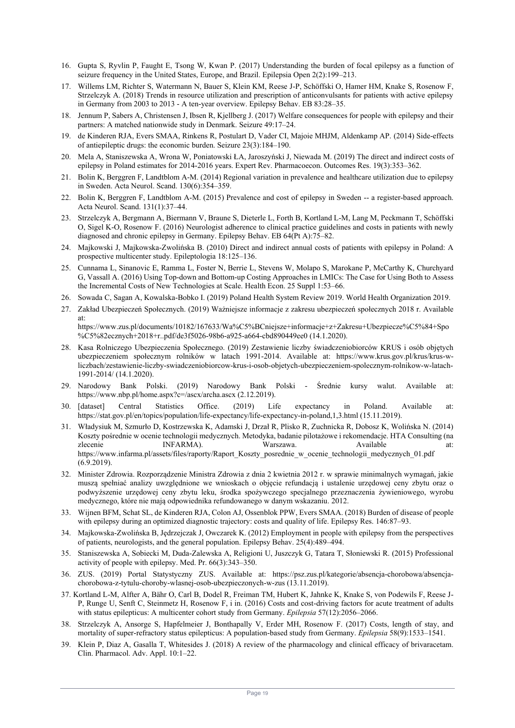16. Gupta S, Ryvlin P, Faught E, Tsong W, Kwan P. (2017) Understanding the burden of focal epilepsy as a function of seizure frequency in the United States, Europe, and Brazil. Epilepsia Open 2(2):199–213.
17. Willems LM, Richter S, Watermann N, Bauer S, Klein KM, Reese J-P, Schöffski O, Hamer HM, Knake S, Rosenow F, Strzelczyk A. (2018) Trends in resource utilization and prescription of anticonvulsants for patients with active epilepsy in Germany from 2003 to 2013 - A ten-year overview. Epilepsy Behav. EB 83:28–35.
18. Jennum P, Sabers A, Christensen J, Ibsen R, Kjellberg J. (2017) Welfare consequences for people with epilepsy and their partners: A matched nationwide study in Denmark. Seizure 49:17–24.
19. de Kinderen RJA, Evers SMAA, Rinkens R, Postulart D, Vader CI, Majoie MHJM, Aldenkamp AP. (2014) Side-effects of antiepileptic drugs: the economic burden. Seizure 23(3):184–190.
20. Mela A, Staniszewska A, Wrona W, Poniatowski ŁA, Jaroszyński J, Niewada M. (2019) The direct and indirect costs of epilepsy in Poland estimates for 2014-2016 years. Expert Rev. Pharmacoecon. Outcomes Res. 19(3):353–362.
21. Bolin K, Berggren F, Landtblom A-M. (2014) Regional variation in prevalence and healthcare utilization due to epilepsy in Sweden. Acta Neurol. Scand. 130(6):354–359.
22. Bolin K, Berggren F, Landtblom A-M. (2015) Prevalence and cost of epilepsy in Sweden -- a register-based approach. Acta Neurol. Scand. 131(1):37–44.
23. Strzelczyk A, Bergmann A, Biermann V, Braune S, Dieterle L, Forth B, Kortland L-M, Lang M, Peckmann T, Schöffski O, Sigel K-O, Rosenow F. (2016) Neurologist adherence to clinical practice guidelines and costs in patients with newly diagnosed and chronic epilepsy in Germany. Epilepsy Behav. EB 64(Pt A):75–82.
24. Majkowski J, Majkowska-Zwolińska B. (2010) Direct and indirect annual costs of patients with epilepsy in Poland: A prospective multicenter study. Epileptologia 18:125–136.
25. Cunnama L, Sinanovic E, Ramma L, Foster N, Berrie L, Stevens W, Molapo S, Marokane P, McCarthy K, Churchyard G, Vassall A. (2016) Using Top-down and Bottom-up Costing Approaches in LMICs: The Case for Using Both to Assess the Incremental Costs of New Technologies at Scale. Health Econ. 25 Suppl 1:53–66.
26. Sowada C, Sagan A, Kowalska-Bobko I. (2019) Poland Health System Review 2019. World Health Organization 2019.
27. Zakład Ubezpieczeń Społecznych. (2019) Ważniejsze informacje z zakresu ubezpieczeń społecznych 2018 r. Available at: https://www.zus.pl/documents/10182/167633/Wa%C5%BCniejsze+informacje+z+Zakresu+Ubezpiecze%C5%84+Spo%C5%82ecznych+2018+r..pdf/de3f5026-98b6-a925-a664-cbd890449ee0 (14.1.2020).
28. Kasa Rolniczego Ubezpieczenia Społecznego. (2019) Zestawienie liczby świadczeniobiorców KRUS i osób objętych ubezpieczeniem społecznym rolników w latach 1991-2014. Available at: https://www.krus.gov.pl/krus/krus-w-liczbach/zestawienie-liczby-swiadczeniobiorcow-krus-i-osob-objetych-ubezpieczeniem-spolecznym-rolnikow-w-latach-1991-2014/ (14.1.2020).
29. Narodowy Bank Polski. (2019) Narodowy Bank Polski - Średnie kursy walut. Available at: https://www.nbp.pl/home.aspx?c=/ascx/archa.ascx (2.12.2019).
30. [dataset] Central Statistics Office. (2019) Life expectancy in Poland. Available at: https://stat.gov.pl/en/topics/population/life-expectancy/life-expectancy-in-poland,1,3.html (15.11.2019).
31. Władysiuk M, Szmurło D, Kostrzewska K, Adamski J, Drzał R, Plisko R, Zuchnicka R, Dobosz K, Wolińska N. (2014) Koszty pośrednie w ocenie technologii medycznych. Metodyka, badanie pilotażowe i rekomendacje. HTA Consulting (na zlecenie INFARMA). Warszawa. Available at: https://www.infarma.pl/assets/files/raporty/Raport_Koszty_posrednie_w_ocenie_technologii_medycznych_01.pdf (6.9.2019).
32. Minister Zdrowia. Rozporządzenie Ministra Zdrowia z dnia 2 kwietnia 2012 r. w sprawie minimalnych wymagań, jakie muszą spełniać analizy uwzględnione we wnioskach o objęcie refundacją i ustalenie urzędowej ceny zbytu oraz o podwyższenie urzędowej ceny zbytu leku, środka spożywczego specjalnego przeznaczenia żywieniowego, wyrobu medycznego, które nie mają odpowiednika refundowanego w danym wskazaniu. 2012.
33. Wijnen BFM, Schat SL, de Kinderen RJA, Colon AJ, Ossenblok PPW, Evers SMAA. (2018) Burden of disease of people with epilepsy during an optimized diagnostic trajectory: costs and quality of life. Epilepsy Res. 146:87–93.
34. Majkowska-Zwolińska B, Jędrzejczak J, Owczarek K. (2012) Employment in people with epilepsy from the perspectives of patients, neurologists, and the general population. Epilepsy Behav. 25(4):489–494.
35. Staniszewska A, Sobiecki M, Duda-Zalewska A, Religioni U, Juszczyk G, Tatara T, Słoniewski R. (2015) Professional activity of people with epilepsy. Med. Pr. 66(3):343–350.
36. ZUS. (2019) Portal Statystyczny ZUS. Available at: https://psz.zus.pl/kategorie/absencja-chorobowa/absencja-chorobowa-z-tytulu-choroby-wlasnej-osob-ubezpieczonych-w-zus (13.11.2019).
37. Kortland L-M, Alfter A, Bähr O, Carl B, Dodel R, Freiman TM, Hubert K, Jahnke K, Knake S, von Podewils F, Reese J-P, Runge U, Senft C, Steinmetz H, Rosenow F, i in. (2016) Costs and cost-driving factors for acute treatment of adults with status epilepticus: A multicenter cohort study from Germany. *Epilepsia* 57(12):2056–2066.
38. Strzelczyk A, Ansorge S, Hapfelmeier J, Bonthapally V, Erder MH, Rosenow F. (2017) Costs, length of stay, and mortality of super-refractory status epilepticus: A population-based study from Germany. *Epilepsia* 58(9):1533–1541.
39. Klein P, Diaz A, Gasalla T, Whitesides J. (2018) A review of the pharmacology and clinical efficacy of brivaracetam. Clin. Pharmacol. Adv. Appl. 10:1–22.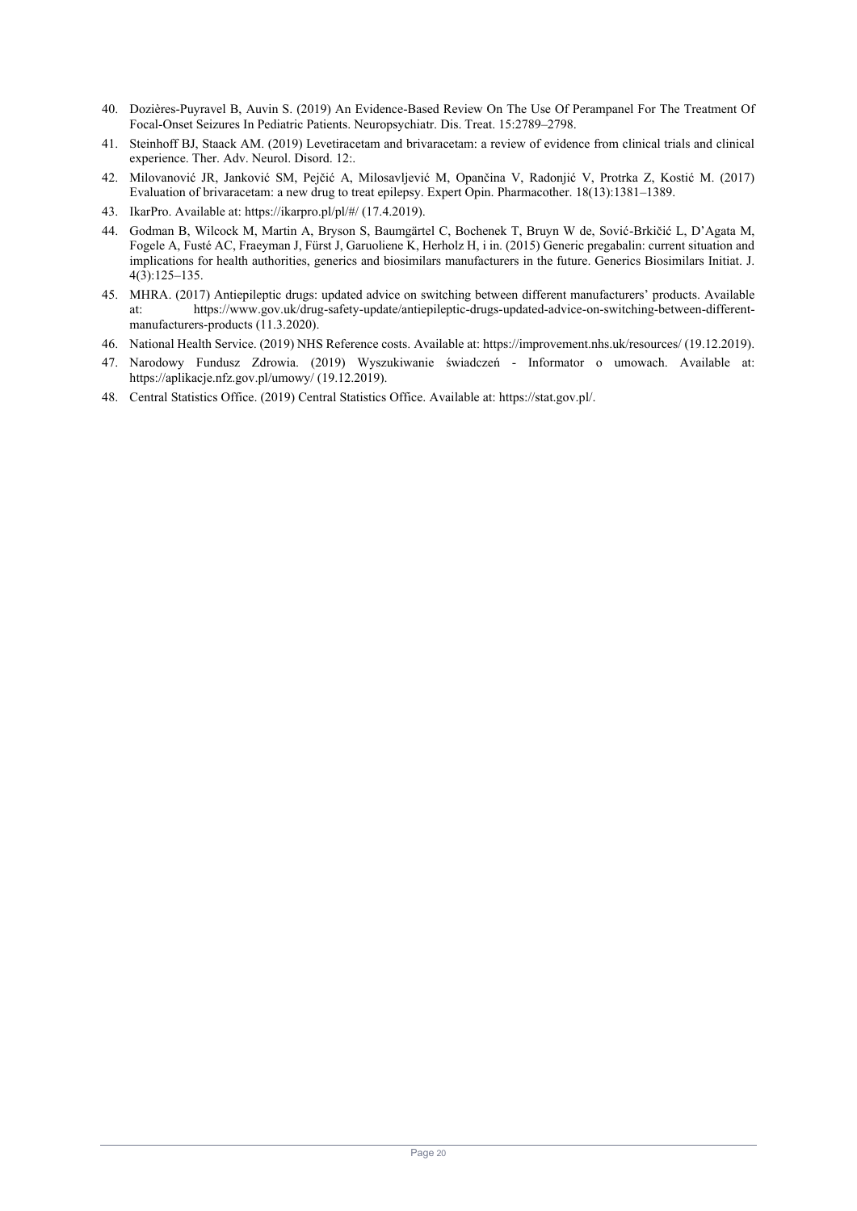40. Dozières-Puyravel B, Auvin S. (2019) An Evidence-Based Review On The Use Of Perampanel For The Treatment Of Focal-Onset Seizures In Pediatric Patients. Neuropsychiatr. Dis. Treat. 15:2789–2798.
41. Steinhoff BJ, Staack AM. (2019) Levetiracetam and brivaracetam: a review of evidence from clinical trials and clinical experience. Ther. Adv. Neurol. Disord. 12:.
42. Milovanović JR, Janković SM, Pejčić A, Milosavljević M, Opančina V, Radonjić V, Protrka Z, Kostić M. (2017) Evaluation of brivaracetam: a new drug to treat epilepsy. Expert Opin. Pharmacother. 18(13):1381–1389.
43. IkarPro. Available at: https://ikarpro.pl/pl/#/ (17.4.2019).
44. Godman B, Wilcock M, Martin A, Bryson S, Baumgärtel C, Bochenek T, Bruyn W de, Sović-Brkičić L, D'Agata M, Fogele A, Fusté AC, Fraeyman J, Fürst J, Garuoliene K, Herholz H, i in. (2015) Generic pregabalin: current situation and implications for health authorities, generics and biosimilars manufacturers in the future. Generics Biosimilars Initiat. J. 4(3):125–135.
45. MHRA. (2017) Antiepileptic drugs: updated advice on switching between different manufacturers' products. Available at: https://www.gov.uk/drug-safety-update/antiepileptic-drugs-updated-advice-on-switching-between-different-manufacturers-products (11.3.2020).
46. National Health Service. (2019) NHS Reference costs. Available at: https://improvement.nhs.uk/resources/ (19.12.2019).
47. Narodowy Fundusz Zdrowia. (2019) Wyszukiwanie świadczeń - Informator o umowach. Available at: https://aplikacje.nfz.gov.pl/umowy/ (19.12.2019).
48. Central Statistics Office. (2019) Central Statistics Office. Available at: https://stat.gov.pl/.